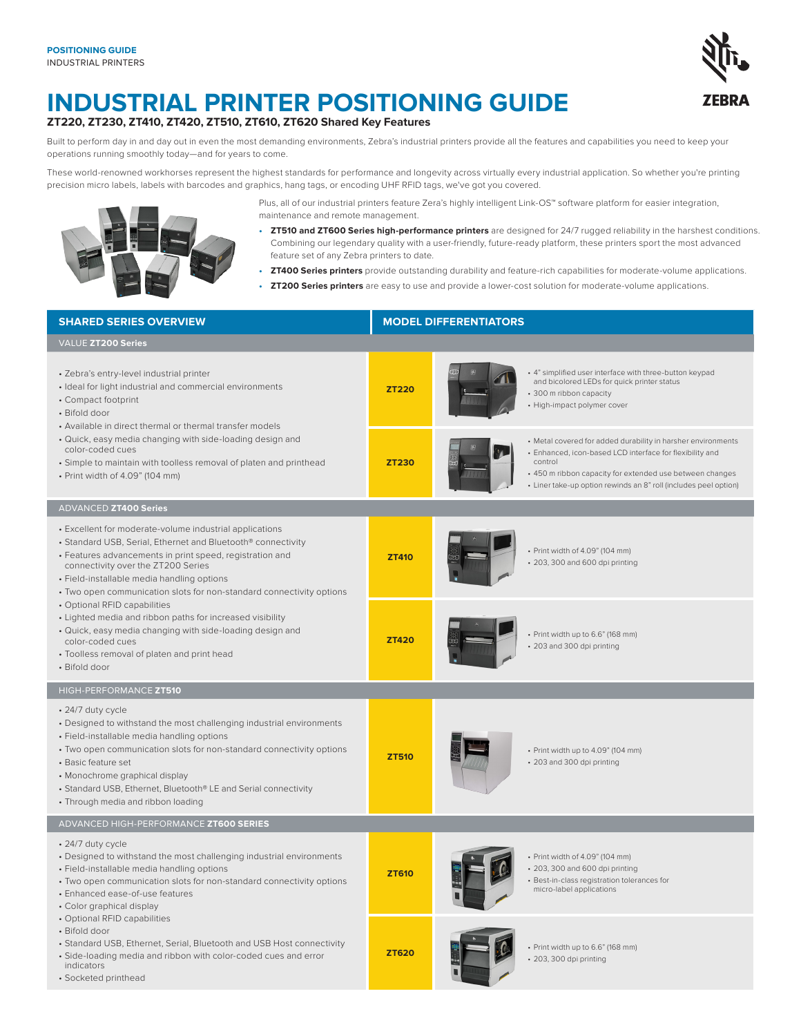POSITIONING GUIDE
INDUSTRIAL PRINTERS

# INDUSTRIAL PRINTER POSITIONING GUIDE

**ZT220, ZT230, ZT410, ZT420, ZT510, ZT610, ZT620 Shared Key Features**

Built to perform day in and day out in even the most demanding environments, Zebra's industrial printers provide all the features and capabilities you need to keep your operations running smoothly today—and for years to come.

These world-renowned workhorses represent the highest standards for performance and longevity across virtually every industrial application. So whether you're printing precision micro labels, labels with barcodes and graphics, hang tags, or encoding UHF RFID tags, we've got you covered.

Plus, all of our industrial printers feature Zera's highly intelligent Link-OS™ software platform for easier integration, maintenance and remote management.

- **ZT510 and ZT600 Series high-performance printers** are designed for 24/7 rugged reliability in the harshest conditions. Combining our legendary quality with a user-friendly, future-ready platform, these printers sport the most advanced feature set of any Zebra printers to date.
- **ZT400 Series printers** provide outstanding durability and feature-rich capabilities for moderate-volume applications.
- **ZT200 Series printers** are easy to use and provide a lower-cost solution for moderate-volume applications.

| SHARED SERIES OVERVIEW | MODEL | MODEL DIFFERENTIATORS |
|---|---|---|
| **VALUE ZT200 Series** | | |
| • Zebra's entry-level industrial printer<br>• Ideal for light industrial and commercial environments<br>• Compact footprint<br>• Bifold door<br>• Available in direct thermal or thermal transfer models<br>• Quick, easy media changing with side-loading design and color-coded cues<br>• Simple to maintain with toolless removal of platen and printhead<br>• Print width of 4.09" (104 mm) | ZT220 | • 4" simplified user interface with three-button keypad and bicolored LEDs for quick printer status<br>• 300 m ribbon capacity<br>• High-impact polymer cover |
| | ZT230 | • Metal covered for added durability in harsher environments<br>• Enhanced, icon-based LCD interface for flexibility and control<br>• 450 m ribbon capacity for extended use between changes<br>• Liner take-up option rewinds an 8" roll (includes peel option) |
| **ADVANCED ZT400 Series** | | |
| • Excellent for moderate-volume industrial applications<br>• Standard USB, Serial, Ethernet and Bluetooth® connectivity<br>• Features advancements in print speed, registration and connectivity over the ZT200 Series<br>• Field-installable media handling options<br>• Two open communication slots for non-standard connectivity options<br>• Optional RFID capabilities<br>• Lighted media and ribbon paths for increased visibility<br>• Quick, easy media changing with side-loading design and color-coded cues<br>• Toolless removal of platen and print head<br>• Bifold door | ZT410 | • Print width of 4.09" (104 mm)<br>• 203, 300 and 600 dpi printing |
| | ZT420 | • Print width up to 6.6" (168 mm)<br>• 203 and 300 dpi printing |
| **HIGH-PERFORMANCE ZT510** | | |
| • 24/7 duty cycle<br>• Designed to withstand the most challenging industrial environments<br>• Field-installable media handling options<br>• Two open communication slots for non-standard connectivity options<br>• Basic feature set<br>• Monochrome graphical display<br>• Standard USB, Ethernet, Bluetooth® LE and Serial connectivity<br>• Through media and ribbon loading | ZT510 | • Print width up to 4.09" (104 mm)<br>• 203 and 300 dpi printing |
| **ADVANCED HIGH-PERFORMANCE ZT600 SERIES** | | |
| • 24/7 duty cycle<br>• Designed to withstand the most challenging industrial environments<br>• Field-installable media handling options<br>• Two open communication slots for non-standard connectivity options<br>• Enhanced ease-of-use features<br>• Color graphical display<br>• Optional RFID capabilities<br>• Bifold door<br>• Standard USB, Ethernet, Serial, Bluetooth and USB Host connectivity<br>• Side-loading media and ribbon with color-coded cues and error indicators<br>• Socketed printhead | ZT610 | • Print width of 4.09" (104 mm)<br>• 203, 300 and 600 dpi printing<br>• Best-in-class registration tolerances for micro-label applications |
| | ZT620 | • Print width up to 6.6" (168 mm)<br>• 203, 300 dpi printing |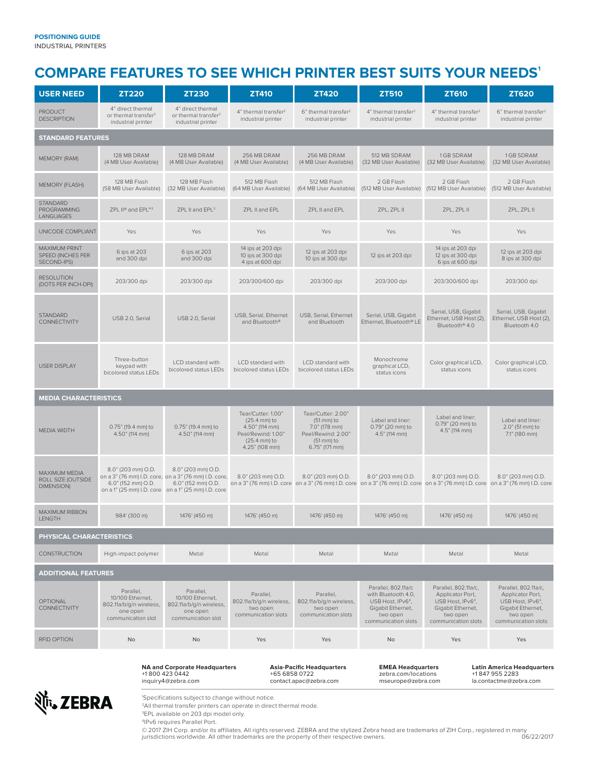**POSITIONING GUIDE**
INDUSTRIAL PRINTERS

# COMPARE FEATURES TO SEE WHICH PRINTER BEST SUITS YOUR NEEDS[1]

| USER NEED | ZT220 | ZT230 | ZT410 | ZT420 | ZT510 | ZT610 | ZT620 |
|---|---|---|---|---|---|---|---|
| PRODUCT DESCRIPTION | 4" direct thermal or thermal transfer[2] industrial printer | 4" direct thermal or thermal transfer[2] industrial printer | 4" thermal transfer[2] industrial printer | 6" thermal transfer[2] industrial printer | 4" thermal transfer[2] industrial printer | 4" thermal transfer[2] industrial printer | 6" thermal transfer[2] industrial printer |
| **STANDARD FEATURES** | | | | | | | |
| MEMORY (RAM) | 128 MB DRAM (4 MB User Available) | 128 MB DRAM (4 MB User Available) | 256 MB DRAM (4 MB User Available) | 256 MB DRAM (4 MB User Available) | 512 MB SDRAM (32 MB User Available) | 1 GB SDRAM (32 MB User Available) | 1 GB SDRAM (32 MB User Available) |
| MEMORY (FLASH) | 128 MB Flash (58 MB User Available) | 128 MB Flash (32 MB User Available) | 512 MB Flash (64 MB User Available) | 512 MB Flash (64 MB User Available) | 2 GB Flash (512 MB User Available) | 2 GB Flash (512 MB User Available) | 2 GB Flash (512 MB User Available) |
| STANDARD PROGRAMMING LANGUAGES | ZPL II® and EPL™[3] | ZPL II and EPL[3] | ZPL II and EPL | ZPL II and EPL | ZPL, ZPL II | ZPL, ZPL II | ZPL, ZPL II |
| UNICODE COMPLIANT | Yes | Yes | Yes | Yes | Yes | Yes | Yes |
| MAXIMUM PRINT SPEED (INCHES PER SECOND-IPS) | 6 ips at 203 and 300 dpi | 6 ips at 203 and 300 dpi | 14 ips at 203 dpi 10 ips at 300 dpi 4 ips at 600 dpi | 12 ips at 203 dpi 10 ips at 300 dpi | 12 ips at 203 dpi | 14 ips at 203 dpi 12 ips at 300 dpi 6 ips at 600 dpi | 12 ips at 203 dpi 8 ips at 300 dpi |
| RESOLUTION (DOTS PER INCH-DPI) | 203/300 dpi | 203/300 dpi | 203/300/600 dpi | 203/300 dpi | 203/300 dpi | 203/300/600 dpi | 203/300 dpi |
| STANDARD CONNECTIVITY | USB 2.0, Serial | USB 2.0, Serial | USB, Serial, Ethernet and Bluetooth® | USB, Serial, Ethernet and Bluetooth | Serial, USB, Gigabit Ethernet, Bluetooth® LE | Serial, USB, Gigabit Ethernet, USB Host (2), Bluetooth® 4.0 | Serial, USB, Gigabit Ethernet, USB Host (2), Bluetooth 4.0 |
| USER DISPLAY | Three-button keypad with bicolored status LEDs | LCD standard with bicolored status LEDs | LCD standard with bicolored status LEDs | LCD standard with bicolored status LEDs | Monochrome graphical LCD, status icons | Color graphical LCD, status icons | Color graphical LCD, status icons |
| **MEDIA CHARACTERISTICS** | | | | | | | |
| MEDIA WIDTH | 0.75" (19.4 mm) to 4.50" (114 mm) | 0.75" (19.4 mm) to 4.50" (114 mm) | Tear/Cutter: 1.00" (25.4 mm) to 4.50" (114 mm) Peel/Rewind: 1.00" (25.4 mm) to 4.25" (108 mm) | Tear/Cutter: 2.00" (51 mm) to 7.0" (178 mm) Peel/Rewind: 2.00" (51 mm) to 6.75" (171 mm) | Label and liner: 0.79" (20 mm) to 4.5" (114 mm) | Label and liner: 0.79" (20 mm) to 4.5" (114 mm) | Label and liner: 2.0" (51 mm) to 7.1" (180 mm) |
| MAXIMUM MEDIA ROLL SIZE (OUTSIDE DIMENSION) | 8.0" (203 mm) O.D. on a 3" (76 mm) I.D. core, 6.0" (152 mm) O.D. on a 1" (25 mm) I.D. core | 8.0" (203 mm) O.D. on a 3" (76 mm) I.D. core, 6.0" (152 mm) O.D. on a 1" (25 mm) I.D. core | 8.0" (203 mm) O.D. on a 3" (76 mm) I.D. core | 8.0" (203 mm) O.D. on a 3" (76 mm) I.D. core | 8.0" (203 mm) O.D. on a 3" (76 mm) I.D. core | 8.0" (203 mm) O.D. on a 3" (76 mm) I.D. core | 8.0" (203 mm) O.D. on a 3" (76 mm) I.D. core |
| MAXIMUM RIBBON LENGTH | 984' (300 m) | 1476' (450 m) | 1476' (450 m) | 1476' (450 m) | 1476' (450 m) | 1476' (450 m) | 1476' (450 m) |
| **PHYSICAL CHARACTERISTICS** | | | | | | | |
| CONSTRUCTION | High-impact polymer | Metal | Metal | Metal | Metal | Metal | Metal |
| **ADDITIONAL FEATURES** | | | | | | | |
| OPTIONAL CONNECTIVITY | Parallel, 10/100 Ethernet, 802.11a/b/g/n wireless, one open communication slot | Parallel, 10/100 Ethernet, 802.11a/b/g/n wireless, one open communication slot | Parallel, 802.11a/b/g/n wireless, two open communication slots | Parallel, 802.11a/b/g/n wireless, two open communication slots | Parallel, 802.11a/c with Bluetooth 4.0, USB Host, IPv6[4], Gigabit Ethernet, two open communication slots | Parallel, 802.11a/c, Applicator Port, USB Host, IPv6[4], Gigabit Ethernet, two open communication slots | Parallel, 802.11a/c, Applicator Port, USB Host, IPv6[4], Gigabit Ethernet, two open communication slots |
| RFID OPTION | No | No | Yes | Yes | No | Yes | Yes |

**NA and Corporate Headquarters**
+1 800 423 0442
inquiry4@zebra.com

**Asia-Pacific Headquarters**
+65 6858 0722
contact.apac@zebra.com

**EMEA Headquarters**
zebra.com/locations
mseurope@zebra.com

**Latin America Headquarters**
+1 847 955 2283
la.contactme@zebra.com

ZEBRA

[1]Specifications subject to change without notice.
[2]All thermal transfer printers can operate in direct thermal mode.
[3]EPL available on 203 dpi model only.
[4]IPv6 requires Parallel Port.

© 2017 ZIH Corp. and/or its affiliates. All rights reserved. ZEBRA and the stylized Zebra head are trademarks of ZIH Corp., registered in many jurisdictions worldwide. All other trademarks are the property of their respective owners. 06/22/2017